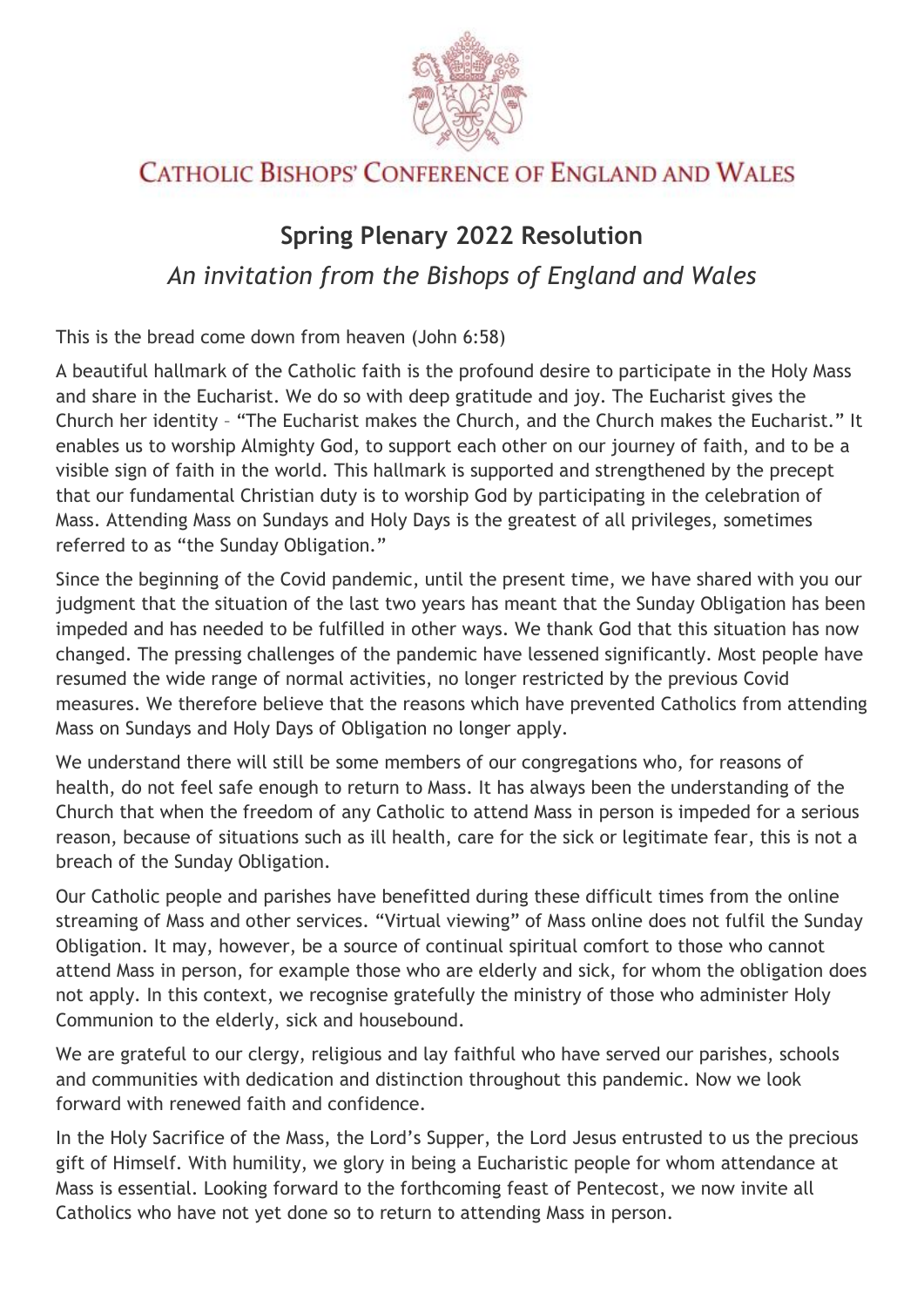# CATHOLIC BISHOPS' CONFERENCE OF ENGLAND AND WALES

## Spring Plenary 2022 Resolution

### *An invitation from the Bishops of England and Wales*

This is the bread come down from heaven (John 6:58)

A beautiful hallmark of the Catholic faith is the profound desire to participate in the Holy Mass and share in the Eucharist. We do so with deep gratitude and joy. The Eucharist gives the Church her identity – "The Eucharist makes the Church, and the Church makes the Eucharist." It enables us to worship Almighty God, to support each other on our journey of faith, and to be a visible sign of faith in the world. This hallmark is supported and strengthened by the precept that our fundamental Christian duty is to worship God by participating in the celebration of Mass. Attending Mass on Sundays and Holy Days is the greatest of all privileges, sometimes referred to as "the Sunday Obligation."

Since the beginning of the Covid pandemic, until the present time, we have shared with you our judgment that the situation of the last two years has meant that the Sunday Obligation has been impeded and has needed to be fulfilled in other ways. We thank God that this situation has now changed. The pressing challenges of the pandemic have lessened significantly. Most people have resumed the wide range of normal activities, no longer restricted by the previous Covid measures. We therefore believe that the reasons which have prevented Catholics from attending Mass on Sundays and Holy Days of Obligation no longer apply.

We understand there will still be some members of our congregations who, for reasons of health, do not feel safe enough to return to Mass. It has always been the understanding of the Church that when the freedom of any Catholic to attend Mass in person is impeded for a serious reason, because of situations such as ill health, care for the sick or legitimate fear, this is not a breach of the Sunday Obligation.

Our Catholic people and parishes have benefitted during these difficult times from the online streaming of Mass and other services. "Virtual viewing" of Mass online does not fulfil the Sunday Obligation. It may, however, be a source of continual spiritual comfort to those who cannot attend Mass in person, for example those who are elderly and sick, for whom the obligation does not apply. In this context, we recognise gratefully the ministry of those who administer Holy Communion to the elderly, sick and housebound.

We are grateful to our clergy, religious and lay faithful who have served our parishes, schools and communities with dedication and distinction throughout this pandemic. Now we look forward with renewed faith and confidence.

In the Holy Sacrifice of the Mass, the Lord's Supper, the Lord Jesus entrusted to us the precious gift of Himself. With humility, we glory in being a Eucharistic people for whom attendance at Mass is essential. Looking forward to the forthcoming feast of Pentecost, we now invite all Catholics who have not yet done so to return to attending Mass in person.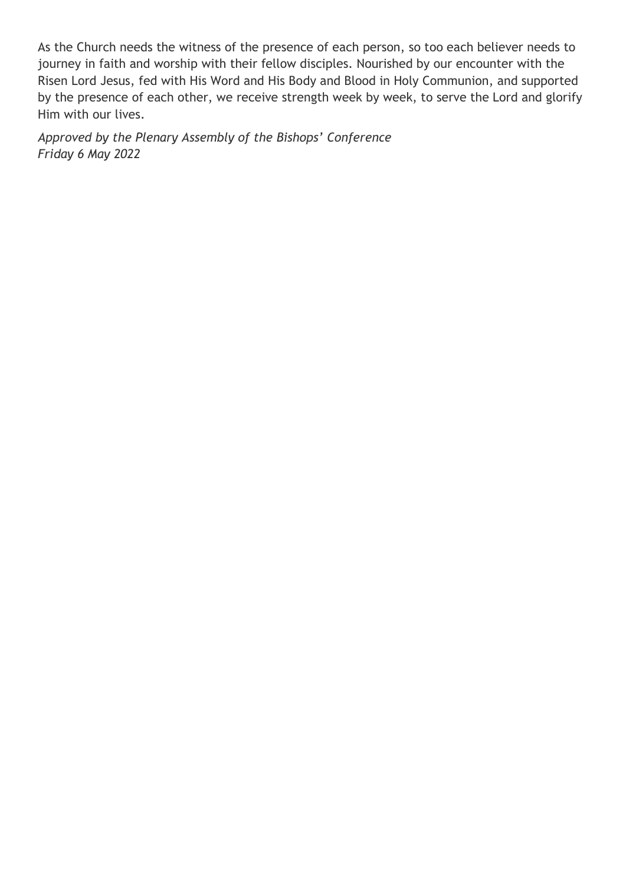As the Church needs the witness of the presence of each person, so too each believer needs to journey in faith and worship with their fellow disciples. Nourished by our encounter with the Risen Lord Jesus, fed with His Word and His Body and Blood in Holy Communion, and supported by the presence of each other, we receive strength week by week, to serve the Lord and glorify Him with our lives.

*Approved by the Plenary Assembly of the Bishops' Conference*
*Friday 6 May 2022*